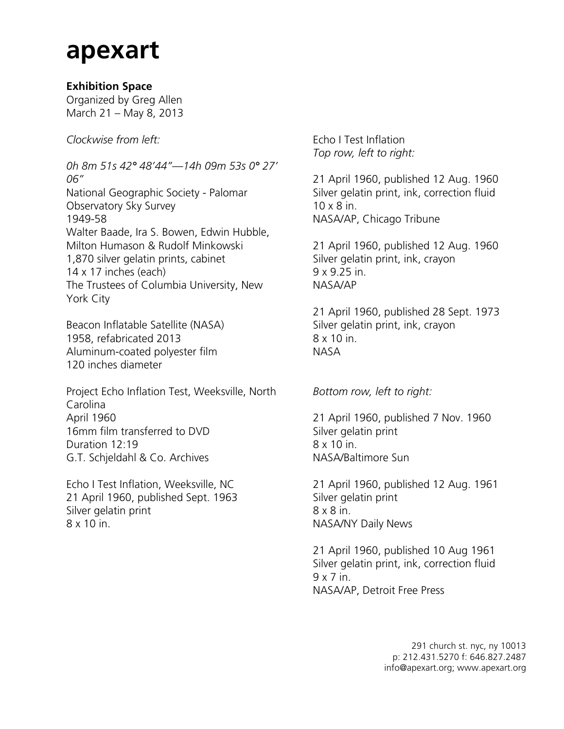# apexart

**Exhibition Space**
Organized by Greg Allen
March 21 – May 8, 2013

*Clockwise from left:*

*0h 8m 51s 42° 48'44"—14h 09m 53s 0° 27' 06"*
National Geographic Society - Palomar Observatory Sky Survey
1949-58
Walter Baade, Ira S. Bowen, Edwin Hubble, Milton Humason & Rudolf Minkowski
1,870 silver gelatin prints, cabinet
14 x 17 inches (each)
The Trustees of Columbia University, New York City

Beacon Inflatable Satellite (NASA)
1958, refabricated 2013
Aluminum-coated polyester film
120 inches diameter

Project Echo Inflation Test, Weeksville, North Carolina
April 1960
16mm film transferred to DVD
Duration 12:19
G.T. Schjeldahl & Co. Archives

Echo I Test Inflation, Weeksville, NC
21 April 1960, published Sept. 1963
Silver gelatin print
8 x 10 in.

Echo I Test Inflation
*Top row, left to right:*

21 April 1960, published 12 Aug. 1960
Silver gelatin print, ink, correction fluid
10 x 8 in.
NASA/AP, Chicago Tribune

21 April 1960, published 12 Aug. 1960
Silver gelatin print, ink, crayon
9 x 9.25 in.
NASA/AP

21 April 1960, published 28 Sept. 1973
Silver gelatin print, ink, crayon
8 x 10 in.
NASA

*Bottom row, left to right:*

21 April 1960, published 7 Nov. 1960
Silver gelatin print
8 x 10 in.
NASA/Baltimore Sun

21 April 1960, published 12 Aug. 1961
Silver gelatin print
8 x 8 in.
NASA/NY Daily News

21 April 1960, published 10 Aug 1961
Silver gelatin print, ink, correction fluid
9 x 7 in.
NASA/AP, Detroit Free Press

291 church st. nyc, ny 10013
p: 212.431.5270 f: 646.827.2487
info@apexart.org; www.apexart.org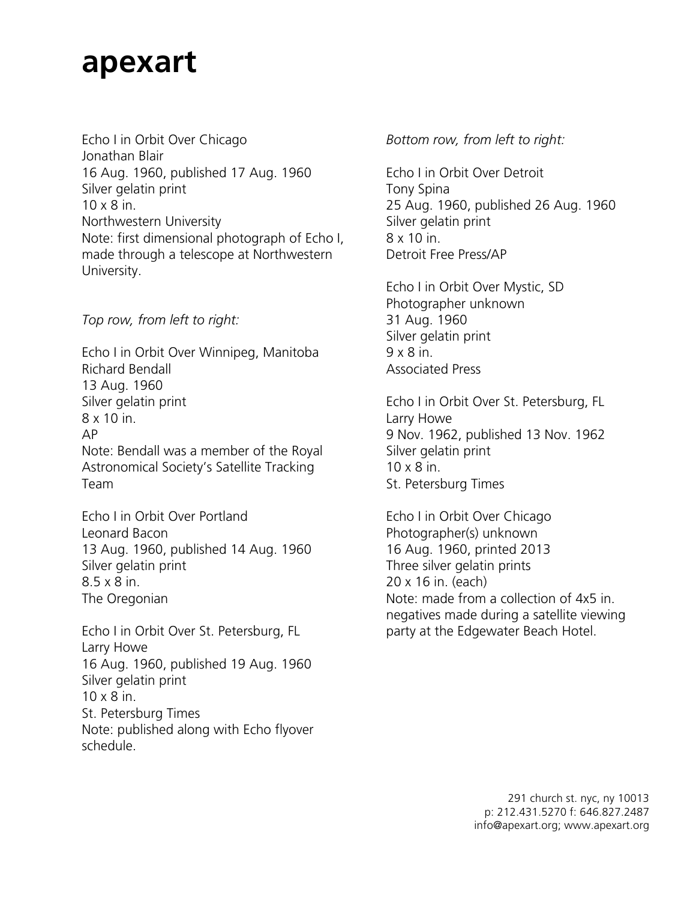# apexart

Echo I in Orbit Over Chicago
Jonathan Blair
16 Aug. 1960, published 17 Aug. 1960
Silver gelatin print
10 x 8 in.
Northwestern University
Note: first dimensional photograph of Echo I, made through a telescope at Northwestern University.

*Top row, from left to right:*

Echo I in Orbit Over Winnipeg, Manitoba
Richard Bendall
13 Aug. 1960
Silver gelatin print
8 x 10 in.
AP
Note: Bendall was a member of the Royal Astronomical Society's Satellite Tracking Team

Echo I in Orbit Over Portland
Leonard Bacon
13 Aug. 1960, published 14 Aug. 1960
Silver gelatin print
8.5 x 8 in.
The Oregonian

Echo I in Orbit Over St. Petersburg, FL
Larry Howe
16 Aug. 1960, published 19 Aug. 1960
Silver gelatin print
10 x 8 in.
St. Petersburg Times
Note: published along with Echo flyover schedule.

*Bottom row, from left to right:*

Echo I in Orbit Over Detroit
Tony Spina
25 Aug. 1960, published 26 Aug. 1960
Silver gelatin print
8 x 10 in.
Detroit Free Press/AP

Echo I in Orbit Over Mystic, SD
Photographer unknown
31 Aug. 1960
Silver gelatin print
9 x 8 in.
Associated Press

Echo I in Orbit Over St. Petersburg, FL
Larry Howe
9 Nov. 1962, published 13 Nov. 1962
Silver gelatin print
10 x 8 in.
St. Petersburg Times

Echo I in Orbit Over Chicago
Photographer(s) unknown
16 Aug. 1960, printed 2013
Three silver gelatin prints
20 x 16 in. (each)
Note: made from a collection of 4x5 in. negatives made during a satellite viewing party at the Edgewater Beach Hotel.

291 church st. nyc, ny 10013
p: 212.431.5270 f: 646.827.2487
info@apexart.org; www.apexart.org